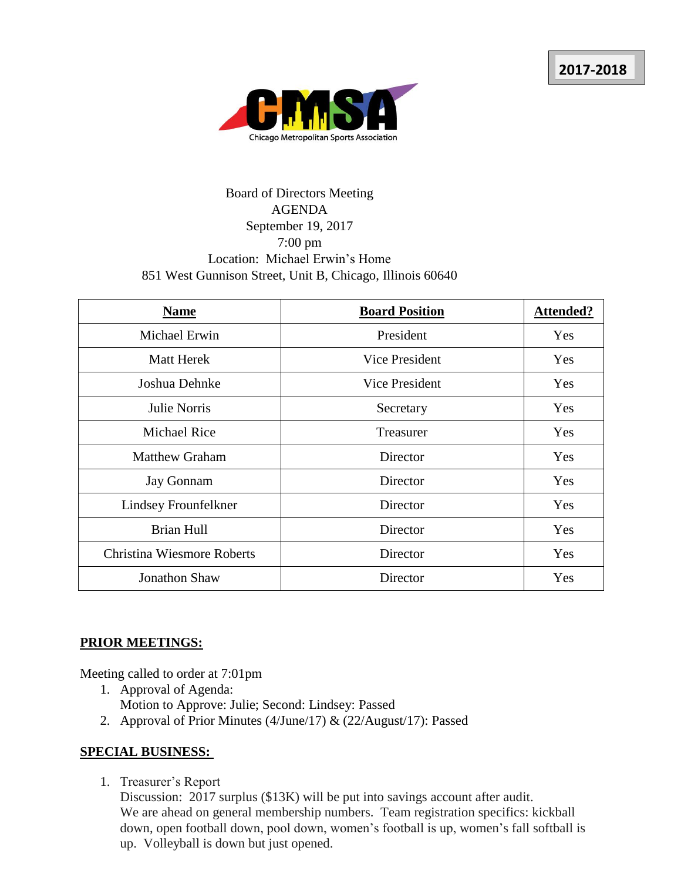**2017-2018**

Chicago Metropolitan Sports Association

Board of Directors Meeting
AGENDA
September 19, 2017
7:00 pm
Location: Michael Erwin's Home
851 West Gunnison Street, Unit B, Chicago, Illinois 60640

| Name | Board Position | Attended? |
|---|---|---|
| Michael Erwin | President | Yes |
| Matt Herek | Vice President | Yes |
| Joshua Dehnke | Vice President | Yes |
| Julie Norris | Secretary | Yes |
| Michael Rice | Treasurer | Yes |
| Matthew Graham | Director | Yes |
| Jay Gonnam | Director | Yes |
| Lindsey Frounfelkner | Director | Yes |
| Brian Hull | Director | Yes |
| Christina Wiesmore Roberts | Director | Yes |
| Jonathon Shaw | Director | Yes |

**PRIOR MEETINGS:**

Meeting called to order at 7:01pm

1. Approval of Agenda:
   Motion to Approve: Julie; Second: Lindsey: Passed
2. Approval of Prior Minutes (4/June/17) & (22/August/17): Passed

**SPECIAL BUSINESS:**

1. Treasurer's Report
   Discussion: 2017 surplus ($13K) will be put into savings account after audit.
   We are ahead on general membership numbers. Team registration specifics: kickball down, open football down, pool down, women's football is up, women's fall softball is up. Volleyball is down but just opened.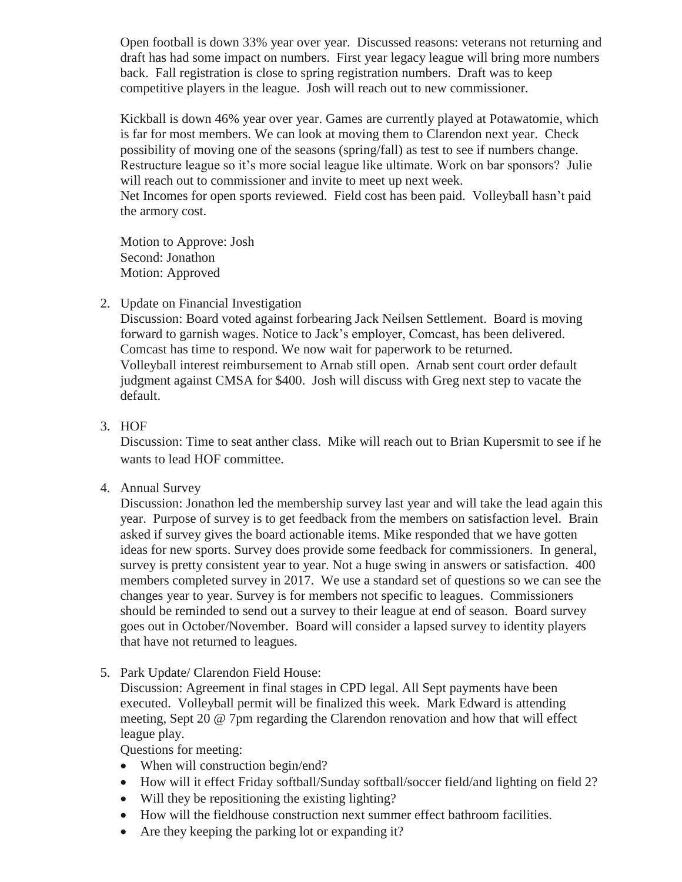Open football is down 33% year over year. Discussed reasons: veterans not returning and draft has had some impact on numbers. First year legacy league will bring more numbers back. Fall registration is close to spring registration numbers. Draft was to keep competitive players in the league. Josh will reach out to new commissioner.

Kickball is down 46% year over year. Games are currently played at Potawatomie, which is far for most members. We can look at moving them to Clarendon next year. Check possibility of moving one of the seasons (spring/fall) as test to see if numbers change. Restructure league so it's more social league like ultimate. Work on bar sponsors? Julie will reach out to commissioner and invite to meet up next week.
Net Incomes for open sports reviewed. Field cost has been paid. Volleyball hasn't paid the armory cost.

Motion to Approve: Josh
Second: Jonathon
Motion: Approved

2. Update on Financial Investigation
   Discussion: Board voted against forbearing Jack Neilsen Settlement. Board is moving forward to garnish wages. Notice to Jack's employer, Comcast, has been delivered. Comcast has time to respond. We now wait for paperwork to be returned.
   Volleyball interest reimbursement to Arnab still open. Arnab sent court order default judgment against CMSA for $400. Josh will discuss with Greg next step to vacate the default.

3. HOF
   Discussion: Time to seat anther class. Mike will reach out to Brian Kupersmit to see if he wants to lead HOF committee.

4. Annual Survey
   Discussion: Jonathon led the membership survey last year and will take the lead again this year. Purpose of survey is to get feedback from the members on satisfaction level. Brain asked if survey gives the board actionable items. Mike responded that we have gotten ideas for new sports. Survey does provide some feedback for commissioners. In general, survey is pretty consistent year to year. Not a huge swing in answers or satisfaction. 400 members completed survey in 2017. We use a standard set of questions so we can see the changes year to year. Survey is for members not specific to leagues. Commissioners should be reminded to send out a survey to their league at end of season. Board survey goes out in October/November. Board will consider a lapsed survey to identity players that have not returned to leagues.

5. Park Update/ Clarendon Field House:
   Discussion: Agreement in final stages in CPD legal. All Sept payments have been executed. Volleyball permit will be finalized this week. Mark Edward is attending meeting, Sept 20 @ 7pm regarding the Clarendon renovation and how that will effect league play.
   Questions for meeting:
   - When will construction begin/end?
   - How will it effect Friday softball/Sunday softball/soccer field/and lighting on field 2?
   - Will they be repositioning the existing lighting?
   - How will the fieldhouse construction next summer effect bathroom facilities.
   - Are they keeping the parking lot or expanding it?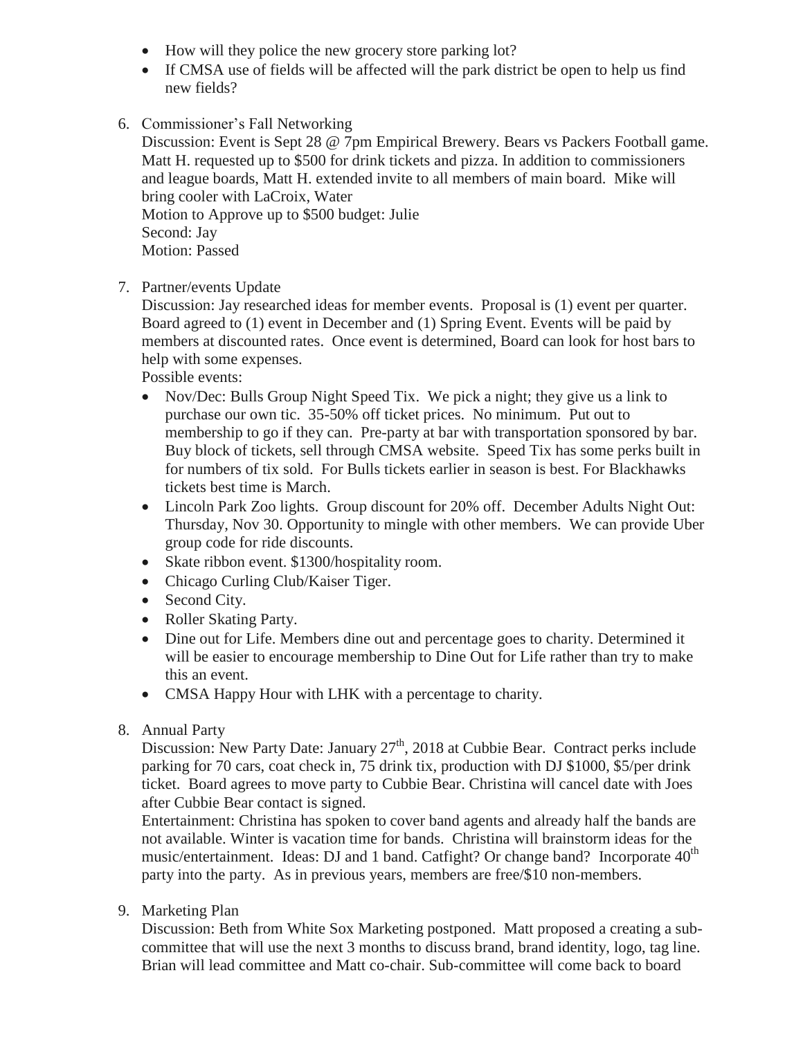- How will they police the new grocery store parking lot?
- If CMSA use of fields will be affected will the park district be open to help us find new fields?

6. Commissioner's Fall Networking
   Discussion: Event is Sept 28 @ 7pm Empirical Brewery. Bears vs Packers Football game. Matt H. requested up to $500 for drink tickets and pizza. In addition to commissioners and league boards, Matt H. extended invite to all members of main board. Mike will bring cooler with LaCroix, Water
   Motion to Approve up to $500 budget: Julie
   Second: Jay
   Motion: Passed

7. Partner/events Update
   Discussion: Jay researched ideas for member events. Proposal is (1) event per quarter. Board agreed to (1) event in December and (1) Spring Event. Events will be paid by members at discounted rates. Once event is determined, Board can look for host bars to help with some expenses.
   Possible events:
   - Nov/Dec: Bulls Group Night Speed Tix. We pick a night; they give us a link to purchase our own tic. 35-50% off ticket prices. No minimum. Put out to membership to go if they can. Pre-party at bar with transportation sponsored by bar. Buy block of tickets, sell through CMSA website. Speed Tix has some perks built in for numbers of tix sold. For Bulls tickets earlier in season is best. For Blackhawks tickets best time is March.
   - Lincoln Park Zoo lights. Group discount for 20% off. December Adults Night Out: Thursday, Nov 30. Opportunity to mingle with other members. We can provide Uber group code for ride discounts.
   - Skate ribbon event. $1300/hospitality room.
   - Chicago Curling Club/Kaiser Tiger.
   - Second City.
   - Roller Skating Party.
   - Dine out for Life. Members dine out and percentage goes to charity. Determined it will be easier to encourage membership to Dine Out for Life rather than try to make this an event.
   - CMSA Happy Hour with LHK with a percentage to charity.

8. Annual Party
   Discussion: New Party Date: January 27th, 2018 at Cubbie Bear. Contract perks include parking for 70 cars, coat check in, 75 drink tix, production with DJ $1000, $5/per drink ticket. Board agrees to move party to Cubbie Bear. Christina will cancel date with Joes after Cubbie Bear contact is signed.
   Entertainment: Christina has spoken to cover band agents and already half the bands are not available. Winter is vacation time for bands. Christina will brainstorm ideas for the music/entertainment. Ideas: DJ and 1 band. Catfight? Or change band? Incorporate 40th party into the party. As in previous years, members are free/$10 non-members.

9. Marketing Plan
   Discussion: Beth from White Sox Marketing postponed. Matt proposed a creating a sub-committee that will use the next 3 months to discuss brand, brand identity, logo, tag line. Brian will lead committee and Matt co-chair. Sub-committee will come back to board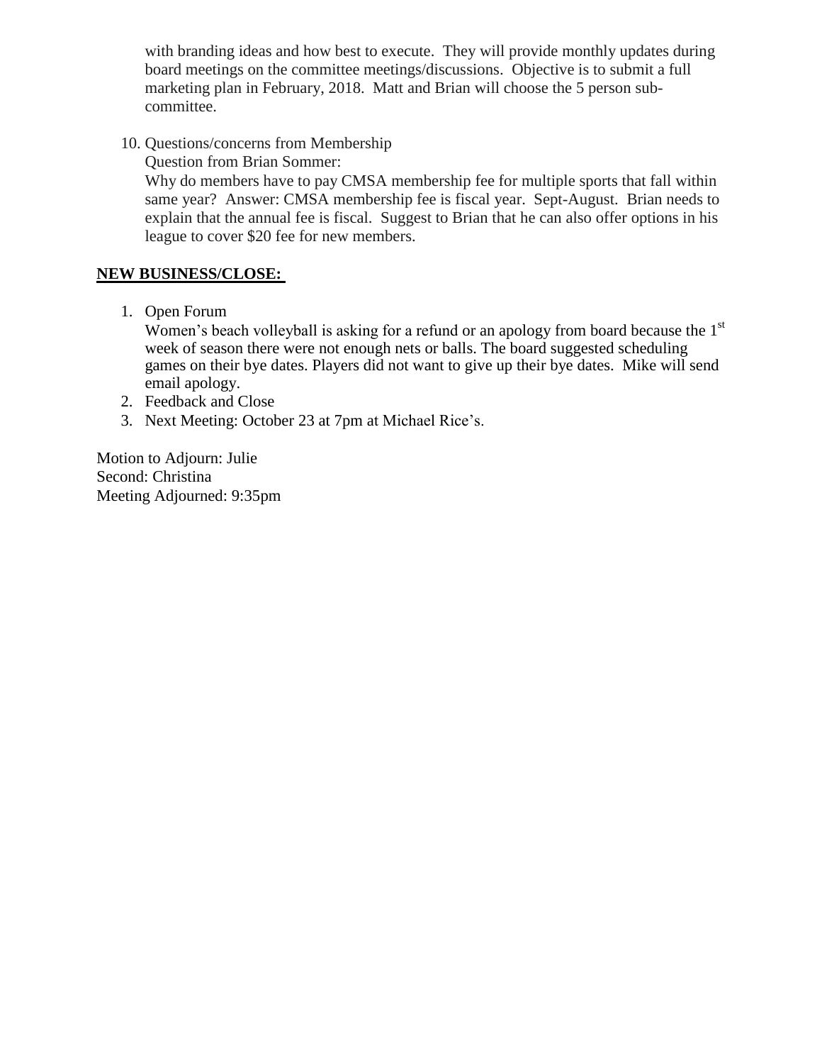with branding ideas and how best to execute. They will provide monthly updates during board meetings on the committee meetings/discussions. Objective is to submit a full marketing plan in February, 2018. Matt and Brian will choose the 5 person sub-committee.

10. Questions/concerns from Membership
    Question from Brian Sommer:
    Why do members have to pay CMSA membership fee for multiple sports that fall within same year? Answer: CMSA membership fee is fiscal year. Sept-August. Brian needs to explain that the annual fee is fiscal. Suggest to Brian that he can also offer options in his league to cover $20 fee for new members.

**NEW BUSINESS/CLOSE:**

1. Open Forum
   Women's beach volleyball is asking for a refund or an apology from board because the 1st week of season there were not enough nets or balls. The board suggested scheduling games on their bye dates. Players did not want to give up their bye dates. Mike will send email apology.
2. Feedback and Close
3. Next Meeting: October 23 at 7pm at Michael Rice's.

Motion to Adjourn: Julie
Second: Christina
Meeting Adjourned: 9:35pm